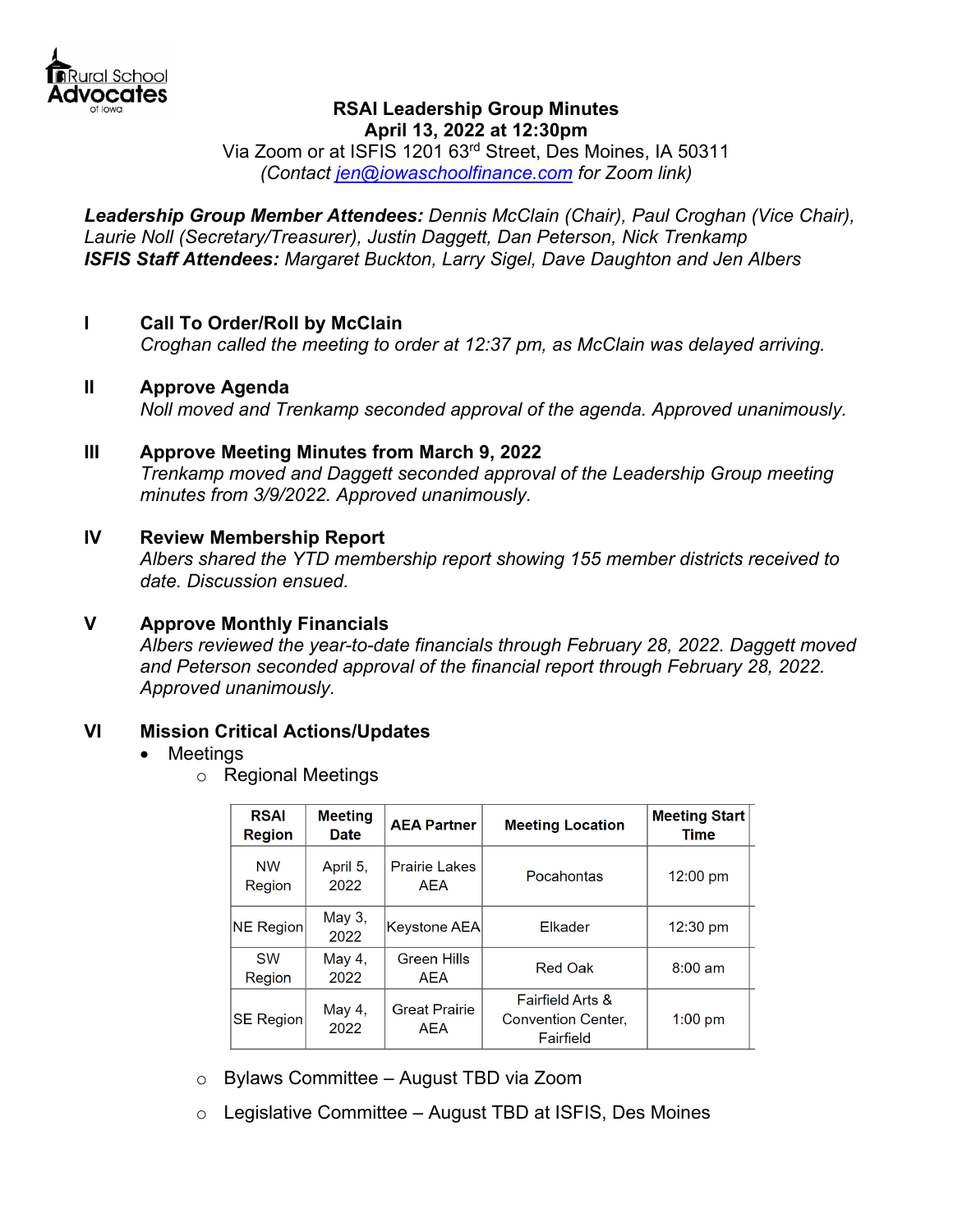Rural School Advocates of Iowa

# RSAI Leadership Group Minutes
**April 13, 2022 at 12:30pm**

Via Zoom or at ISFIS 1201 63rd Street, Des Moines, IA 50311

*(Contact jen@iowaschoolfinance.com for Zoom link)*

***Leadership Group Member Attendees:*** *Dennis McClain (Chair), Paul Croghan (Vice Chair), Laurie Noll (Secretary/Treasurer), Justin Daggett, Dan Peterson, Nick Trenkamp*

***ISFIS Staff Attendees:*** *Margaret Buckton, Larry Sigel, Dave Daughton and Jen Albers*

## I Call To Order/Roll by McClain

*Croghan called the meeting to order at 12:37 pm, as McClain was delayed arriving.*

## II Approve Agenda

*Noll moved and Trenkamp seconded approval of the agenda. Approved unanimously.*

## III Approve Meeting Minutes from March 9, 2022

*Trenkamp moved and Daggett seconded approval of the Leadership Group meeting minutes from 3/9/2022. Approved unanimously.*

## IV Review Membership Report

*Albers shared the YTD membership report showing 155 member districts received to date. Discussion ensued.*

## V Approve Monthly Financials

*Albers reviewed the year-to-date financials through February 28, 2022. Daggett moved and Peterson seconded approval of the financial report through February 28, 2022. Approved unanimously.*

## VI Mission Critical Actions/Updates

- Meetings
  - Regional Meetings

| RSAI Region | Meeting Date | AEA Partner | Meeting Location | Meeting Start Time |
|---|---|---|---|---|
| NW Region | April 5, 2022 | Prairie Lakes AEA | Pocahontas | 12:00 pm |
| NE Region | May 3, 2022 | Keystone AEA | Elkader | 12:30 pm |
| SW Region | May 4, 2022 | Green Hills AEA | Red Oak | 8:00 am |
| SE Region | May 4, 2022 | Great Prairie AEA | Fairfield Arts & Convention Center, Fairfield | 1:00 pm |

  - Bylaws Committee – August TBD via Zoom
  - Legislative Committee – August TBD at ISFIS, Des Moines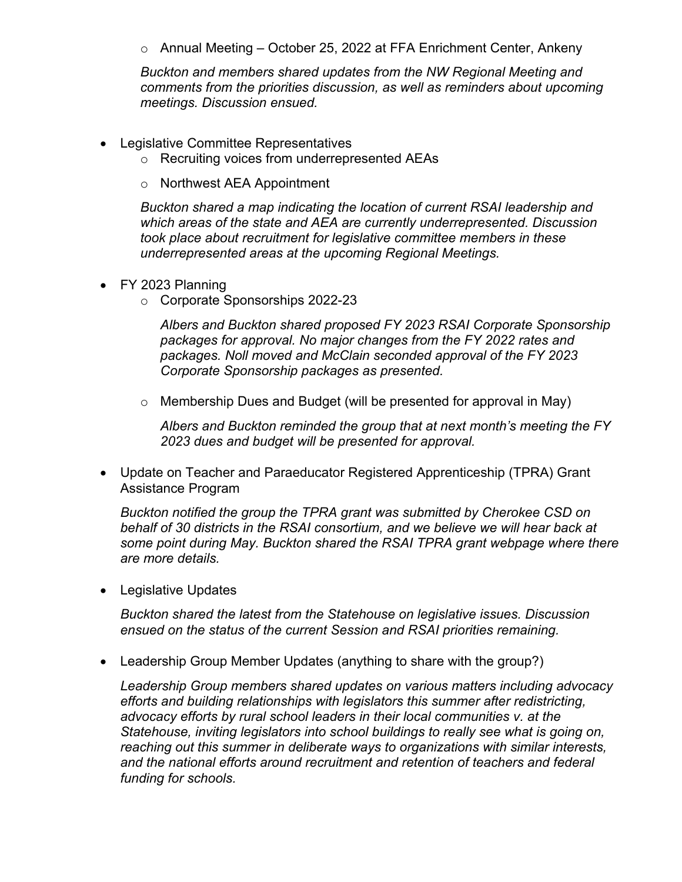- Annual Meeting – October 25, 2022 at FFA Enrichment Center, Ankeny

    *Buckton and members shared updates from the NW Regional Meeting and comments from the priorities discussion, as well as reminders about upcoming meetings. Discussion ensued.*

- Legislative Committee Representatives
    - Recruiting voices from underrepresented AEAs
    - Northwest AEA Appointment

    *Buckton shared a map indicating the location of current RSAI leadership and which areas of the state and AEA are currently underrepresented. Discussion took place about recruitment for legislative committee members in these underrepresented areas at the upcoming Regional Meetings.*

- FY 2023 Planning
    - Corporate Sponsorships 2022-23

        *Albers and Buckton shared proposed FY 2023 RSAI Corporate Sponsorship packages for approval. No major changes from the FY 2022 rates and packages. Noll moved and McClain seconded approval of the FY 2023 Corporate Sponsorship packages as presented.*

    - Membership Dues and Budget (will be presented for approval in May)

        *Albers and Buckton reminded the group that at next month's meeting the FY 2023 dues and budget will be presented for approval.*

- Update on Teacher and Paraeducator Registered Apprenticeship (TPRA) Grant Assistance Program

    *Buckton notified the group the TPRA grant was submitted by Cherokee CSD on behalf of 30 districts in the RSAI consortium, and we believe we will hear back at some point during May. Buckton shared the RSAI TPRA grant webpage where there are more details.*

- Legislative Updates

    *Buckton shared the latest from the Statehouse on legislative issues. Discussion ensued on the status of the current Session and RSAI priorities remaining.*

- Leadership Group Member Updates (anything to share with the group?)

    *Leadership Group members shared updates on various matters including advocacy efforts and building relationships with legislators this summer after redistricting, advocacy efforts by rural school leaders in their local communities v. at the Statehouse, inviting legislators into school buildings to really see what is going on, reaching out this summer in deliberate ways to organizations with similar interests, and the national efforts around recruitment and retention of teachers and federal funding for schools.*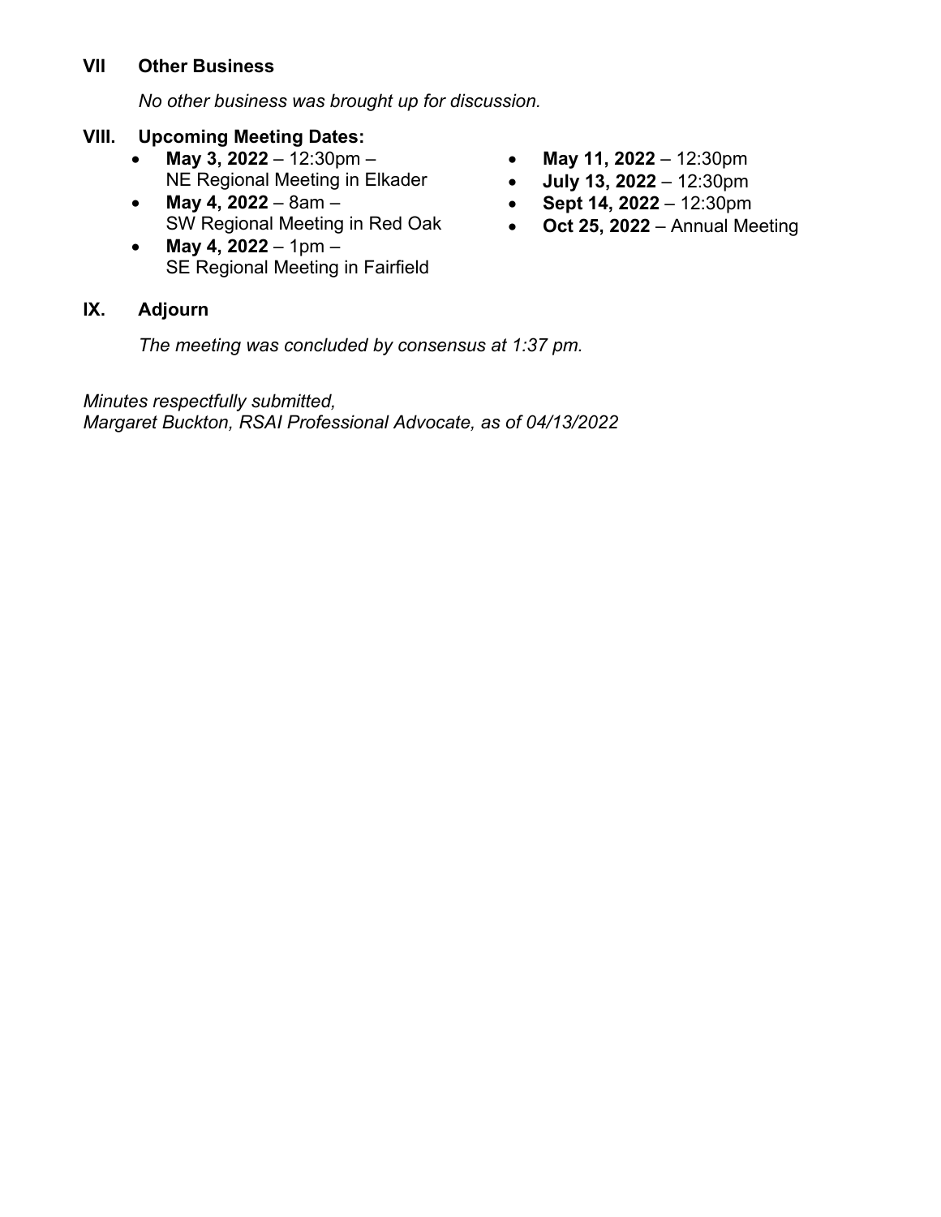## VII Other Business

*No other business was brought up for discussion.*

## VIII. Upcoming Meeting Dates:

- **May 3, 2022** – 12:30pm – NE Regional Meeting in Elkader
- **May 4, 2022** – 8am – SW Regional Meeting in Red Oak
- **May 4, 2022** – 1pm – SE Regional Meeting in Fairfield
- **May 11, 2022** – 12:30pm
- **July 13, 2022** – 12:30pm
- **Sept 14, 2022** – 12:30pm
- **Oct 25, 2022** – Annual Meeting

## IX. Adjourn

*The meeting was concluded by consensus at 1:37 pm.*

*Minutes respectfully submitted,*
*Margaret Buckton, RSAI Professional Advocate, as of 04/13/2022*